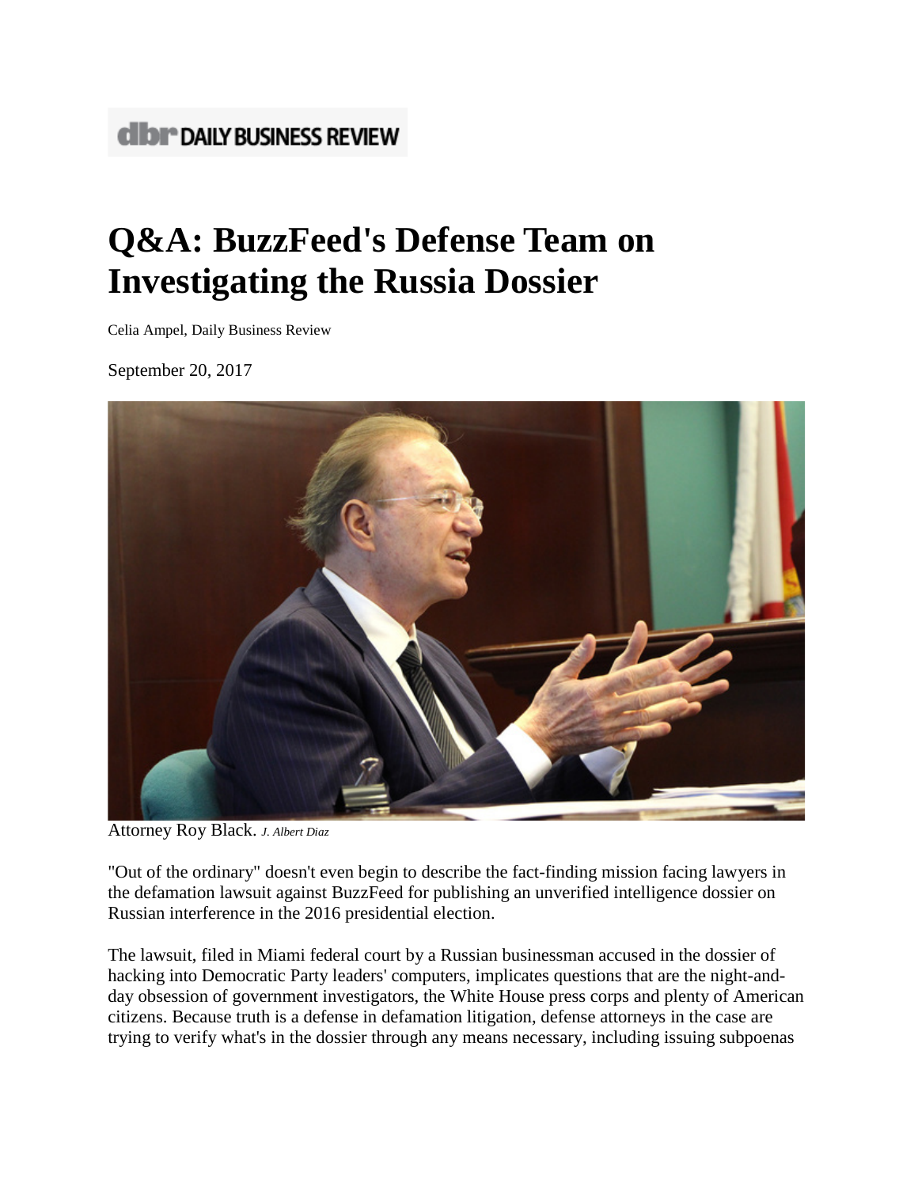**dbr DAILY BUSINESS REVIEW**

# Q&A: BuzzFeed's Defense Team on Investigating the Russia Dossier

Celia Ampel, Daily Business Review

September 20, 2017

Attorney Roy Black. *J. Albert Diaz*

"Out of the ordinary" doesn't even begin to describe the fact-finding mission facing lawyers in the defamation lawsuit against BuzzFeed for publishing an unverified intelligence dossier on Russian interference in the 2016 presidential election.

The lawsuit, filed in Miami federal court by a Russian businessman accused in the dossier of hacking into Democratic Party leaders' computers, implicates questions that are the night-and-day obsession of government investigators, the White House press corps and plenty of American citizens. Because truth is a defense in defamation litigation, defense attorneys in the case are trying to verify what's in the dossier through any means necessary, including issuing subpoenas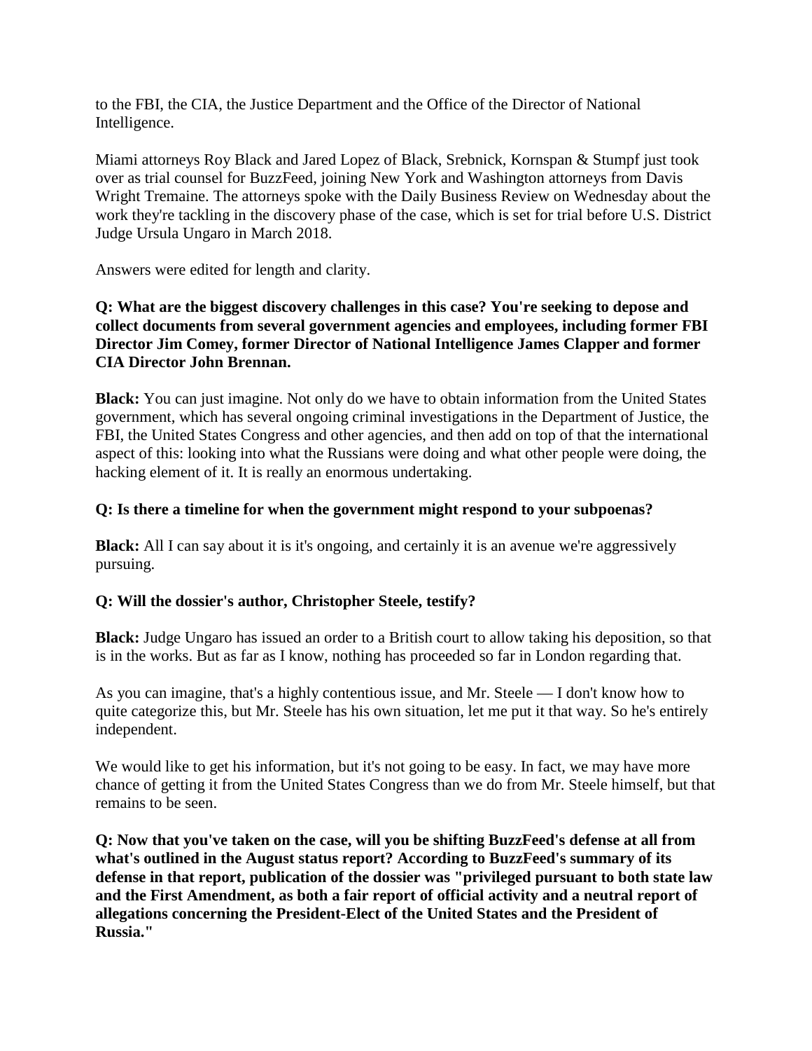to the FBI, the CIA, the Justice Department and the Office of the Director of National Intelligence.

Miami attorneys Roy Black and Jared Lopez of Black, Srebnick, Kornspan & Stumpf just took over as trial counsel for BuzzFeed, joining New York and Washington attorneys from Davis Wright Tremaine. The attorneys spoke with the Daily Business Review on Wednesday about the work they're tackling in the discovery phase of the case, which is set for trial before U.S. District Judge Ursula Ungaro in March 2018.

Answers were edited for length and clarity.

**Q: What are the biggest discovery challenges in this case? You're seeking to depose and collect documents from several government agencies and employees, including former FBI Director Jim Comey, former Director of National Intelligence James Clapper and former CIA Director John Brennan.**

**Black:** You can just imagine. Not only do we have to obtain information from the United States government, which has several ongoing criminal investigations in the Department of Justice, the FBI, the United States Congress and other agencies, and then add on top of that the international aspect of this: looking into what the Russians were doing and what other people were doing, the hacking element of it. It is really an enormous undertaking.

**Q: Is there a timeline for when the government might respond to your subpoenas?**

**Black:** All I can say about it is it's ongoing, and certainly it is an avenue we're aggressively pursuing.

**Q: Will the dossier's author, Christopher Steele, testify?**

**Black:** Judge Ungaro has issued an order to a British court to allow taking his deposition, so that is in the works. But as far as I know, nothing has proceeded so far in London regarding that.

As you can imagine, that's a highly contentious issue, and Mr. Steele — I don't know how to quite categorize this, but Mr. Steele has his own situation, let me put it that way. So he's entirely independent.

We would like to get his information, but it's not going to be easy. In fact, we may have more chance of getting it from the United States Congress than we do from Mr. Steele himself, but that remains to be seen.

**Q: Now that you've taken on the case, will you be shifting BuzzFeed's defense at all from what's outlined in the August status report? According to BuzzFeed's summary of its defense in that report, publication of the dossier was "privileged pursuant to both state law and the First Amendment, as both a fair report of official activity and a neutral report of allegations concerning the President-Elect of the United States and the President of Russia."**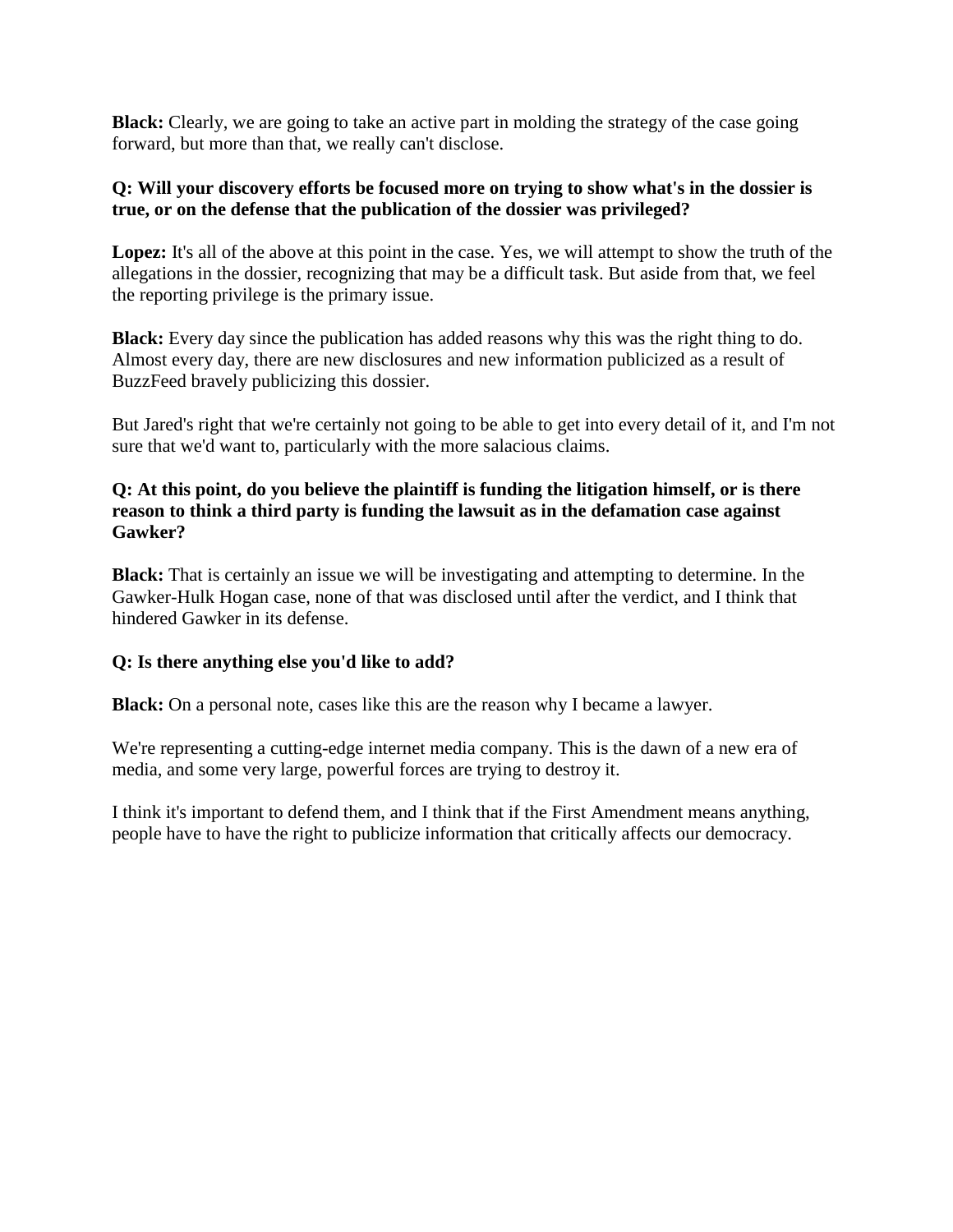**Black:** Clearly, we are going to take an active part in molding the strategy of the case going forward, but more than that, we really can't disclose.

**Q: Will your discovery efforts be focused more on trying to show what's in the dossier is true, or on the defense that the publication of the dossier was privileged?**

**Lopez:** It's all of the above at this point in the case. Yes, we will attempt to show the truth of the allegations in the dossier, recognizing that may be a difficult task. But aside from that, we feel the reporting privilege is the primary issue.

**Black:** Every day since the publication has added reasons why this was the right thing to do. Almost every day, there are new disclosures and new information publicized as a result of BuzzFeed bravely publicizing this dossier.

But Jared's right that we're certainly not going to be able to get into every detail of it, and I'm not sure that we'd want to, particularly with the more salacious claims.

**Q: At this point, do you believe the plaintiff is funding the litigation himself, or is there reason to think a third party is funding the lawsuit as in the defamation case against Gawker?**

**Black:** That is certainly an issue we will be investigating and attempting to determine. In the Gawker-Hulk Hogan case, none of that was disclosed until after the verdict, and I think that hindered Gawker in its defense.

**Q: Is there anything else you'd like to add?**

**Black:** On a personal note, cases like this are the reason why I became a lawyer.

We're representing a cutting-edge internet media company. This is the dawn of a new era of media, and some very large, powerful forces are trying to destroy it.

I think it's important to defend them, and I think that if the First Amendment means anything, people have to have the right to publicize information that critically affects our democracy.